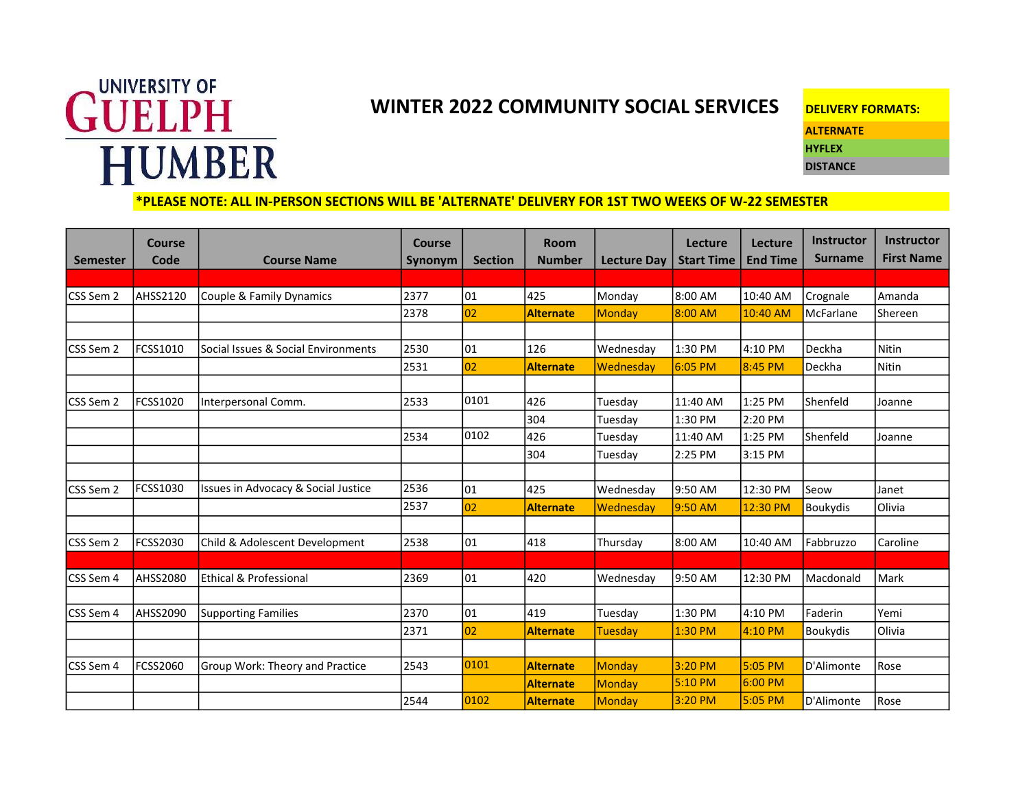UNIVERSITY OF GUELPH HUMBER

# WINTER 2022 COMMUNITY SOCIAL SERVICES

**DELIVERY FORMATS:**

**ALTERNATE**

**HYFLEX**

**DISTANCE**

**\*PLEASE NOTE: ALL IN-PERSON SECTIONS WILL BE 'ALTERNATE' DELIVERY FOR 1ST TWO WEEKS OF W-22 SEMESTER**

| Semester | Course Code | Course Name | Course Synonym | Section | Room Number | Lecture Day | Lecture Start Time | Lecture End Time | Instructor Surname | Instructor First Name |
|---|---|---|---|---|---|---|---|---|---|---|
| | | | | | | | | | | |
| CSS Sem 2 | AHSS2120 | Couple & Family Dynamics | 2377 | 01 | 425 | Monday | 8:00 AM | 10:40 AM | Crognale | Amanda |
| | | | 2378 | 02 | **Alternate** | Monday | 8:00 AM | 10:40 AM | McFarlane | Shereen |
| | | | | | | | | | | |
| CSS Sem 2 | FCSS1010 | Social Issues & Social Environments | 2530 | 01 | 126 | Wednesday | 1:30 PM | 4:10 PM | Deckha | Nitin |
| | | | 2531 | 02 | **Alternate** | Wednesday | 6:05 PM | 8:45 PM | Deckha | Nitin |
| | | | | | | | | | | |
| CSS Sem 2 | FCSS1020 | Interpersonal Comm. | 2533 | 0101 | 426 | Tuesday | 11:40 AM | 1:25 PM | Shenfeld | Joanne |
| | | | | | 304 | Tuesday | 1:30 PM | 2:20 PM | | |
| | | | 2534 | 0102 | 426 | Tuesday | 11:40 AM | 1:25 PM | Shenfeld | Joanne |
| | | | | | 304 | Tuesday | 2:25 PM | 3:15 PM | | |
| | | | | | | | | | | |
| CSS Sem 2 | FCSS1030 | Issues in Advocacy & Social Justice | 2536 | 01 | 425 | Wednesday | 9:50 AM | 12:30 PM | Seow | Janet |
| | | | 2537 | 02 | **Alternate** | Wednesday | 9:50 AM | 12:30 PM | Boukydis | Olivia |
| | | | | | | | | | | |
| CSS Sem 2 | FCSS2030 | Child & Adolescent Development | 2538 | 01 | 418 | Thursday | 8:00 AM | 10:40 AM | Fabbruzzo | Caroline |
| | | | | | | | | | | |
| CSS Sem 4 | AHSS2080 | Ethical & Professional | 2369 | 01 | 420 | Wednesday | 9:50 AM | 12:30 PM | Macdonald | Mark |
| | | | | | | | | | | |
| CSS Sem 4 | AHSS2090 | Supporting Families | 2370 | 01 | 419 | Tuesday | 1:30 PM | 4:10 PM | Faderin | Yemi |
| | | | 2371 | 02 | **Alternate** | Tuesday | 1:30 PM | 4:10 PM | Boukydis | Olivia |
| | | | | | | | | | | |
| CSS Sem 4 | FCSS2060 | Group Work: Theory and Practice | 2543 | 0101 | **Alternate** | Monday | 3:20 PM | 5:05 PM | D'Alimonte | Rose |
| | | | | | **Alternate** | Monday | 5:10 PM | 6:00 PM | | |
| | | | 2544 | 0102 | **Alternate** | Monday | 3:20 PM | 5:05 PM | D'Alimonte | Rose |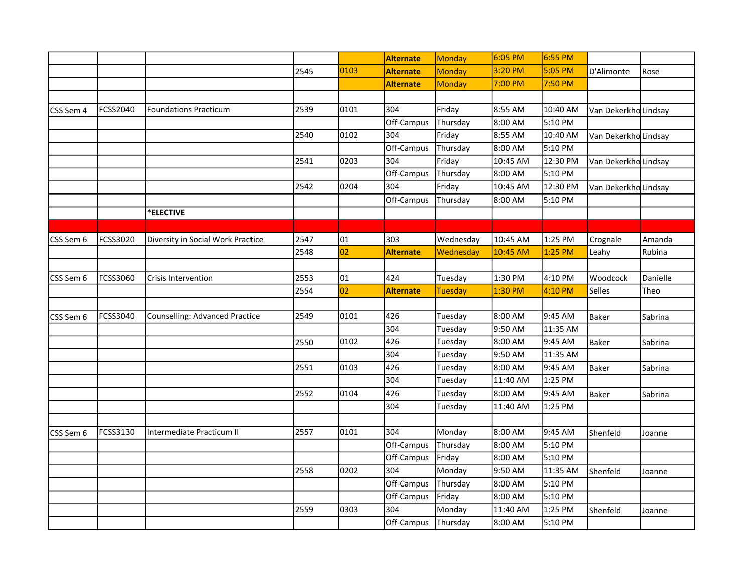| | | | | | | | | | | |
|---|---|---|---|---|---|---|---|---|---|---|
| | | | | | **Alternate** | Monday | 6:05 PM | 6:55 PM | | |
| | | | 2545 | 0103 | **Alternate** | Monday | 3:20 PM | 5:05 PM | D'Alimonte | Rose |
| | | | | | **Alternate** | Monday | 7:00 PM | 7:50 PM | | |
| | | | | | | | | | | |
| CSS Sem 4 | FCSS2040 | Foundations Practicum | 2539 | 0101 | 304 | Friday | 8:55 AM | 10:40 AM | Van Dekerkho | Lindsay |
| | | | | | Off-Campus | Thursday | 8:00 AM | 5:10 PM | | |
| | | | 2540 | 0102 | 304 | Friday | 8:55 AM | 10:40 AM | Van Dekerkho | Lindsay |
| | | | | | Off-Campus | Thursday | 8:00 AM | 5:10 PM | | |
| | | | 2541 | 0203 | 304 | Friday | 10:45 AM | 12:30 PM | Van Dekerkho | Lindsay |
| | | | | | Off-Campus | Thursday | 8:00 AM | 5:10 PM | | |
| | | | 2542 | 0204 | 304 | Friday | 10:45 AM | 12:30 PM | Van Dekerkho | Lindsay |
| | | | | | Off-Campus | Thursday | 8:00 AM | 5:10 PM | | |
| | | ***ELECTIVE** | | | | | | | | |
| | | | | | | | | | | |
| CSS Sem 6 | FCSS3020 | Diversity in Social Work Practice | 2547 | 01 | 303 | Wednesday | 10:45 AM | 1:25 PM | Crognale | Amanda |
| | | | 2548 | 02 | **Alternate** | Wednesday | 10:45 AM | 1:25 PM | Leahy | Rubina |
| | | | | | | | | | | |
| CSS Sem 6 | FCSS3060 | Crisis Intervention | 2553 | 01 | 424 | Tuesday | 1:30 PM | 4:10 PM | Woodcock | Danielle |
| | | | 2554 | 02 | **Alternate** | Tuesday | 1:30 PM | 4:10 PM | Selles | Theo |
| | | | | | | | | | | |
| CSS Sem 6 | FCSS3040 | Counselling: Advanced Practice | 2549 | 0101 | 426 | Tuesday | 8:00 AM | 9:45 AM | Baker | Sabrina |
| | | | | | 304 | Tuesday | 9:50 AM | 11:35 AM | | |
| | | | 2550 | 0102 | 426 | Tuesday | 8:00 AM | 9:45 AM | Baker | Sabrina |
| | | | | | 304 | Tuesday | 9:50 AM | 11:35 AM | | |
| | | | 2551 | 0103 | 426 | Tuesday | 8:00 AM | 9:45 AM | Baker | Sabrina |
| | | | | | 304 | Tuesday | 11:40 AM | 1:25 PM | | |
| | | | 2552 | 0104 | 426 | Tuesday | 8:00 AM | 9:45 AM | Baker | Sabrina |
| | | | | | 304 | Tuesday | 11:40 AM | 1:25 PM | | |
| | | | | | | | | | | |
| CSS Sem 6 | FCSS3130 | Intermediate Practicum II | 2557 | 0101 | 304 | Monday | 8:00 AM | 9:45 AM | Shenfeld | Joanne |
| | | | | | Off-Campus | Thursday | 8:00 AM | 5:10 PM | | |
| | | | | | Off-Campus | Friday | 8:00 AM | 5:10 PM | | |
| | | | 2558 | 0202 | 304 | Monday | 9:50 AM | 11:35 AM | Shenfeld | Joanne |
| | | | | | Off-Campus | Thursday | 8:00 AM | 5:10 PM | | |
| | | | | | Off-Campus | Friday | 8:00 AM | 5:10 PM | | |
| | | | 2559 | 0303 | 304 | Monday | 11:40 AM | 1:25 PM | Shenfeld | Joanne |
| | | | | | Off-Campus | Thursday | 8:00 AM | 5:10 PM | | |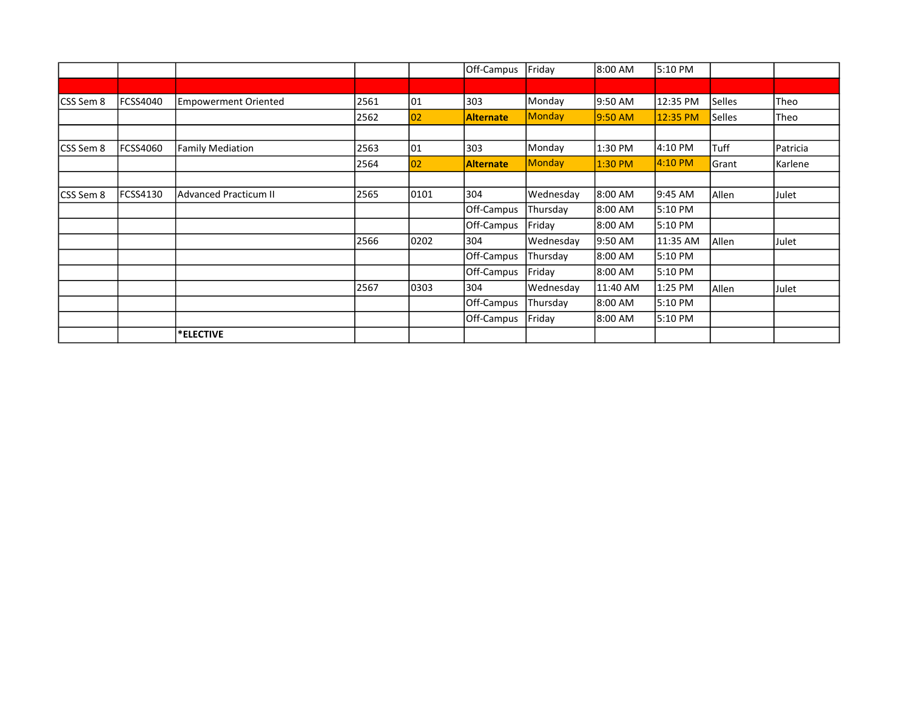| | | | | | | | | | | |
|---|---|---|---|---|---|---|---|---|---|---|
| | | | | | Off-Campus | Friday | 8:00 AM | 5:10 PM | | |
| | | | | | | | | | | |
| CSS Sem 8 | FCSS4040 | Empowerment Oriented | 2561 | 01 | 303 | Monday | 9:50 AM | 12:35 PM | Selles | Theo |
| | | | 2562 | 02 | **Alternate** | Monday | 9:50 AM | 12:35 PM | Selles | Theo |
| | | | | | | | | | | |
| CSS Sem 8 | FCSS4060 | Family Mediation | 2563 | 01 | 303 | Monday | 1:30 PM | 4:10 PM | Tuff | Patricia |
| | | | 2564 | 02 | **Alternate** | Monday | 1:30 PM | 4:10 PM | Grant | Karlene |
| | | | | | | | | | | |
| CSS Sem 8 | FCSS4130 | Advanced Practicum II | 2565 | 0101 | 304 | Wednesday | 8:00 AM | 9:45 AM | Allen | Julet |
| | | | | | Off-Campus | Thursday | 8:00 AM | 5:10 PM | | |
| | | | | | Off-Campus | Friday | 8:00 AM | 5:10 PM | | |
| | | | 2566 | 0202 | 304 | Wednesday | 9:50 AM | 11:35 AM | Allen | Julet |
| | | | | | Off-Campus | Thursday | 8:00 AM | 5:10 PM | | |
| | | | | | Off-Campus | Friday | 8:00 AM | 5:10 PM | | |
| | | | 2567 | 0303 | 304 | Wednesday | 11:40 AM | 1:25 PM | Allen | Julet |
| | | | | | Off-Campus | Thursday | 8:00 AM | 5:10 PM | | |
| | | | | | Off-Campus | Friday | 8:00 AM | 5:10 PM | | |
| | | **\*ELECTIVE** | | | | | | | | |